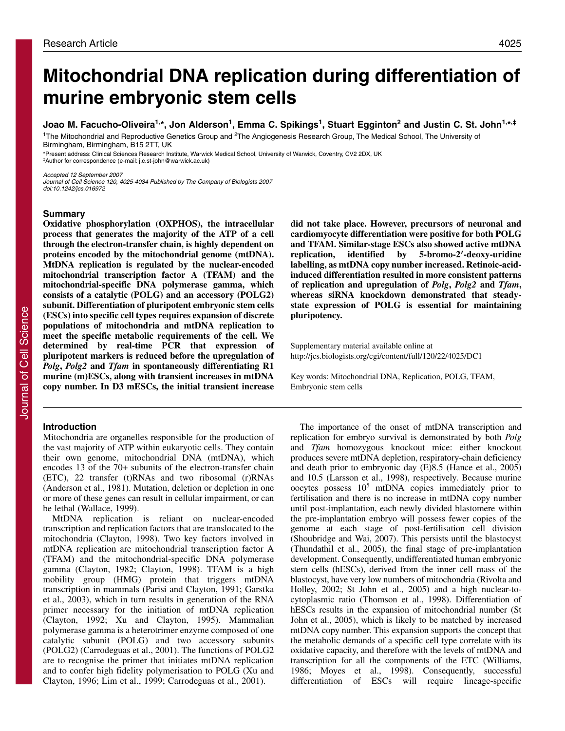# Mitochondrial DNA replication during differentiation of murine embryonic stem cells

**Joao M. Facucho-Oliveira[1,*], Jon Alderson[1], Emma C. Spikings[1], Stuart Egginton[2] and Justin C. St. John[1,*,‡]**

[1]The Mitochondrial and Reproductive Genetics Group and [2]The Angiogenesis Research Group, The Medical School, The University of Birmingham, Birmingham, B15 2TT, UK

*Present address: Clinical Sciences Research Institute, Warwick Medical School, University of Warwick, Coventry, CV2 2DX, UK

‡Author for correspondence (e-mail: j.c.st-john@warwick.ac.uk)

*Accepted 12 September 2007*

*Journal of Cell Science 120, 4025-4034 Published by The Company of Biologists 2007*

*doi:10.1242/jcs.016972*

## Summary

**Oxidative phosphorylation (OXPHOS), the intracellular process that generates the majority of the ATP of a cell through the electron-transfer chain, is highly dependent on proteins encoded by the mitochondrial genome (mtDNA). MtDNA replication is regulated by the nuclear-encoded mitochondrial transcription factor A (TFAM) and the mitochondrial-specific DNA polymerase gamma, which consists of a catalytic (POLG) and an accessory (POLG2) subunit. Differentiation of pluripotent embryonic stem cells (ESCs) into specific cell types requires expansion of discrete populations of mitochondria and mtDNA replication to meet the specific metabolic requirements of the cell. We determined by real-time PCR that expression of pluripotent markers is reduced before the upregulation of *Polg*, *Polg2* and *Tfam* in spontaneously differentiating R1 murine (m)ESCs, along with transient increases in mtDNA copy number. In D3 mESCs, the initial transient increase did not take place. However, precursors of neuronal and cardiomyocyte differentiation were positive for both POLG and TFAM. Similar-stage ESCs also showed active mtDNA replication, identified by 5-bromo-2′-deoxy-uridine labelling, as mtDNA copy number increased. Retinoic-acid-induced differentiation resulted in more consistent patterns of replication and upregulation of *Polg*, *Polg2* and *Tfam*, whereas siRNA knockdown demonstrated that steady-state expression of POLG is essential for maintaining pluripotency.**

Supplementary material available online at http://jcs.biologists.org/cgi/content/full/120/22/4025/DC1

Key words: Mitochondrial DNA, Replication, POLG, TFAM, Embryonic stem cells

## Introduction

Mitochondria are organelles responsible for the production of the vast majority of ATP within eukaryotic cells. They contain their own genome, mitochondrial DNA (mtDNA), which encodes 13 of the 70+ subunits of the electron-transfer chain (ETC), 22 transfer (t)RNAs and two ribosomal (r)RNAs (Anderson et al., 1981). Mutation, deletion or depletion in one or more of these genes can result in cellular impairment, or can be lethal (Wallace, 1999).

MtDNA replication is reliant on nuclear-encoded transcription and replication factors that are translocated to the mitochondria (Clayton, 1998). Two key factors involved in mtDNA replication are mitochondrial transcription factor A (TFAM) and the mitochondrial-specific DNA polymerase gamma (Clayton, 1982; Clayton, 1998). TFAM is a high mobility group (HMG) protein that triggers mtDNA transcription in mammals (Parisi and Clayton, 1991; Garstka et al., 2003), which in turn results in generation of the RNA primer necessary for the initiation of mtDNA replication (Clayton, 1992; Xu and Clayton, 1995). Mammalian polymerase gamma is a heterotrimer enzyme composed of one catalytic subunit (POLG) and two accessory subunits (POLG2) (Carrodeguas et al., 2001). The functions of POLG2 are to recognise the primer that initiates mtDNA replication and to confer high fidelity polymerisation to POLG (Xu and Clayton, 1996; Lim et al., 1999; Carrodeguas et al., 2001).

The importance of the onset of mtDNA transcription and replication for embryo survival is demonstrated by both *Polg* and *Tfam* homozygous knockout mice: either knockout produces severe mtDNA depletion, respiratory-chain deficiency and death prior to embryonic day (E)8.5 (Hance et al., 2005) and 10.5 (Larsson et al., 1998), respectively. Because murine oocytes possess $10^5$ mtDNA copies immediately prior to fertilisation and there is no increase in mtDNA copy number until post-implantation, each newly divided blastomere within the pre-implantation embryo will possess fewer copies of the genome at each stage of post-fertilisation cell division (Shoubridge and Wai, 2007). This persists until the blastocyst (Thundathil et al., 2005), the final stage of pre-implantation development. Consequently, undifferentiated human embryonic stem cells (hESCs), derived from the inner cell mass of the blastocyst, have very low numbers of mitochondria (Rivolta and Holley, 2002; St John et al., 2005) and a high nuclear-to-cytoplasmic ratio (Thomson et al., 1998). Differentiation of hESCs results in the expansion of mitochondrial number (St John et al., 2005), which is likely to be matched by increased mtDNA copy number. This expansion supports the concept that the metabolic demands of a specific cell type correlate with its oxidative capacity, and therefore with the levels of mtDNA and transcription for all the components of the ETC (Williams, 1986; Moyes et al., 1998). Consequently, successful differentiation of ESCs will require lineage-specific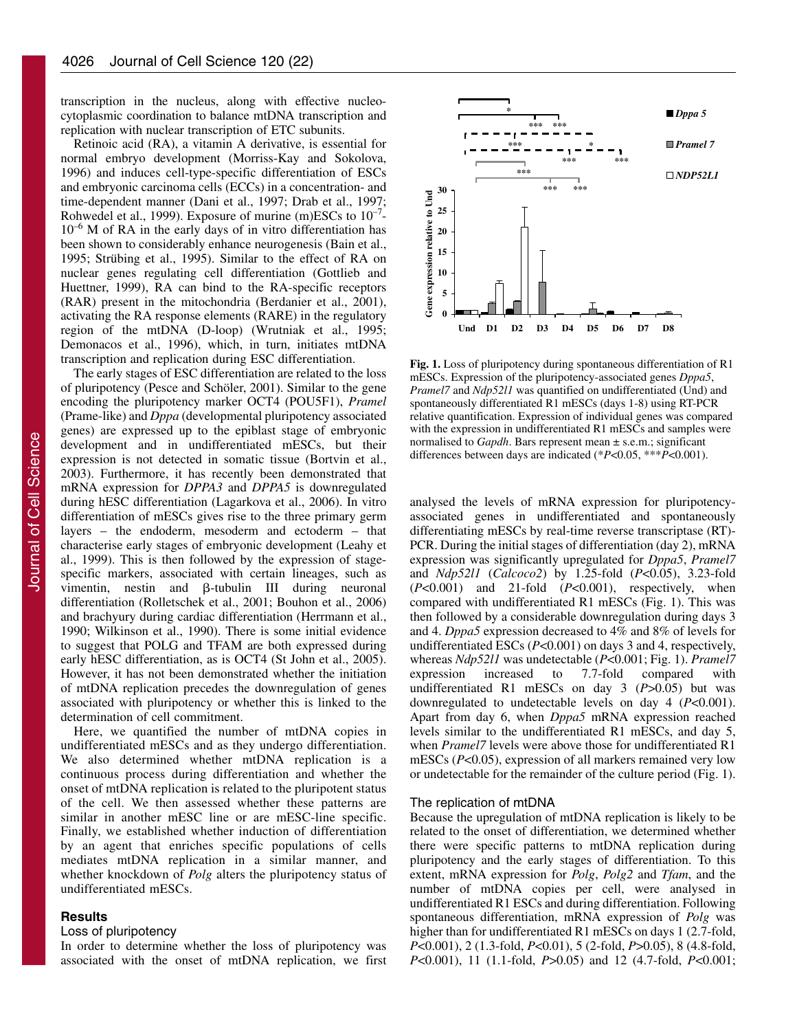transcription in the nucleus, along with effective nucleo-cytoplasmic coordination to balance mtDNA transcription and replication with nuclear transcription of ETC subunits.

Retinoic acid (RA), a vitamin A derivative, is essential for normal embryo development (Morriss-Kay and Sokolova, 1996) and induces cell-type-specific differentiation of ESCs and embryonic carcinoma cells (ECCs) in a concentration- and time-dependent manner (Dani et al., 1997; Drab et al., 1997; Rohwedel et al., 1999). Exposure of murine (m)ESCs to $10^{-7}$-$10^{-6}$ M of RA in the early days of in vitro differentiation has been shown to considerably enhance neurogenesis (Bain et al., 1995; Strübing et al., 1995). Similar to the effect of RA on nuclear genes regulating cell differentiation (Gottlieb and Huettner, 1999), RA can bind to the RA-specific receptors (RAR) present in the mitochondria (Berdanier et al., 2001), activating the RA response elements (RARE) in the regulatory region of the mtDNA (D-loop) (Wrutniak et al., 1995; Demonacos et al., 1996), which, in turn, initiates mtDNA transcription and replication during ESC differentiation.

The early stages of ESC differentiation are related to the loss of pluripotency (Pesce and Schöler, 2001). Similar to the gene encoding the pluripotency marker OCT4 (POU5F1), *Pramel* (Prame-like) and *Dppa* (developmental pluripotency associated genes) are expressed up to the epiblast stage of embryonic development and in undifferentiated mESCs, but their expression is not detected in somatic tissue (Bortvin et al., 2003). Furthermore, it has recently been demonstrated that mRNA expression for *DPPA3* and *DPPA5* is downregulated during hESC differentiation (Lagarkova et al., 2006). In vitro differentiation of mESCs gives rise to the three primary germ layers – the endoderm, mesoderm and ectoderm – that characterise early stages of embryonic development (Leahy et al., 1999). This is then followed by the expression of stage-specific markers, associated with certain lineages, such as vimentin, nestin and β-tubulin III during neuronal differentiation (Rolletschek et al., 2001; Bouhon et al., 2006) and brachyury during cardiac differentiation (Herrmann et al., 1990; Wilkinson et al., 1990). There is some initial evidence to suggest that POLG and TFAM are both expressed during early hESC differentiation, as is OCT4 (St John et al., 2005). However, it has not been demonstrated whether the initiation of mtDNA replication precedes the downregulation of genes associated with pluripotency or whether this is linked to the determination of cell commitment.

Here, we quantified the number of mtDNA copies in undifferentiated mESCs and as they undergo differentiation. We also determined whether mtDNA replication is a continuous process during differentiation and whether the onset of mtDNA replication is related to the pluripotent status of the cell. We then assessed whether these patterns are similar in another mESC line or are mESC-line specific. Finally, we established whether induction of differentiation by an agent that enriches specific populations of cells mediates mtDNA replication in a similar manner, and whether knockdown of *Polg* alters the pluripotency status of undifferentiated mESCs.

## Results

### Loss of pluripotency

In order to determine whether the loss of pluripotency was associated with the onset of mtDNA replication, we first analysed the levels of mRNA expression for pluripotency-associated genes in undifferentiated and spontaneously differentiating mESCs by real-time reverse transcriptase (RT)-PCR. During the initial stages of differentiation (day 2), mRNA expression was significantly upregulated for *Dppa5*, *Pramel7* and *Ndp52l1* (*Calcoco2*) by 1.25-fold ($P<0.05$), 3.23-fold ($P<0.001$) and 21-fold ($P<0.001$), respectively, when compared with undifferentiated R1 mESCs (Fig. 1). This was then followed by a considerable downregulation during days 3 and 4. *Dppa5* expression decreased to 4% and 8% of levels for undifferentiated ESCs ($P<0.001$) on days 3 and 4, respectively, whereas *Ndp52l1* was undetectable ($P<0.001$; Fig. 1). *Pramel7* expression increased to 7.7-fold compared with undifferentiated R1 mESCs on day 3 ($P>0.05$) but was downregulated to undetectable levels on day 4 ($P<0.001$). Apart from day 6, when *Dppa5* mRNA expression reached levels similar to the undifferentiated R1 mESCs, and day 5, when *Pramel7* levels were above those for undifferentiated R1 mESCs ($P<0.05$), expression of all markers remained very low or undetectable for the remainder of the culture period (Fig. 1).

**Fig. 1.** Loss of pluripotency during spontaneous differentiation of R1 mESCs. Expression of the pluripotency-associated genes *Dppa5*, *Pramel7* and *Ndp52l1* was quantified on undifferentiated (Und) and spontaneously differentiated R1 mESCs (days 1-8) using RT-PCR relative quantification. Expression of individual genes was compared with the expression in undifferentiated R1 mESCs and samples were normalised to *Gapdh*. Bars represent mean ± s.e.m.; significant differences between days are indicated (*$P<0.05$, ***$P<0.001$).

### The replication of mtDNA

Because the upregulation of mtDNA replication is likely to be related to the onset of differentiation, we determined whether there were specific patterns to mtDNA replication during pluripotency and the early stages of differentiation. To this extent, mRNA expression for *Polg*, *Polg2* and *Tfam*, and the number of mtDNA copies per cell, were analysed in undifferentiated R1 ESCs and during differentiation. Following spontaneous differentiation, mRNA expression of *Polg* was higher than for undifferentiated R1 mESCs on days 1 (2.7-fold, $P<0.001$), 2 (1.3-fold, $P<0.01$), 5 (2-fold, $P>0.05$), 8 (4.8-fold, $P<0.001$), 11 (1.1-fold, $P>0.05$) and 12 (4.7-fold, $P<0.001$;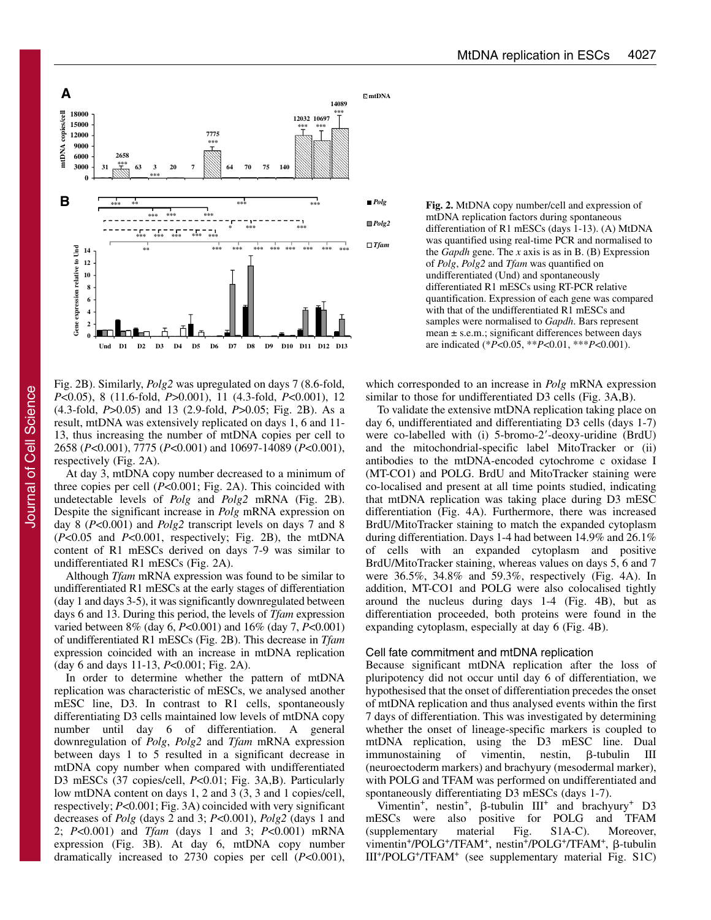**Fig. 2.** MtDNA copy number/cell and expression of mtDNA replication factors during spontaneous differentiation of R1 mESCs (days 1-13). (A) MtDNA was quantified using real-time PCR and normalised to the *Gapdh* gene. The *x* axis is as in B. (B) Expression of *Polg*, *Polg2* and *Tfam* was quantified on undifferentiated (Und) and spontaneously differentiated R1 mESCs using RT-PCR relative quantification. Expression of each gene was compared with that of the undifferentiated R1 mESCs and samples were normalised to *Gapdh*. Bars represent mean ± s.e.m.; significant differences between days are indicated (\**P*<0.05, \*\**P*<0.01, \*\*\**P*<0.001).

Fig. 2B). Similarly, *Polg2* was upregulated on days 7 (8.6-fold, *P*<0.05), 8 (11.6-fold, *P*>0.001), 11 (4.3-fold, *P*<0.001), 12 (4.3-fold, *P*>0.05) and 13 (2.9-fold, *P*>0.05; Fig. 2B). As a result, mtDNA was extensively replicated on days 1, 6 and 11-13, thus increasing the number of mtDNA copies per cell to 2658 (*P*<0.001), 7775 (*P*<0.001) and 10697-14089 (*P*<0.001), respectively (Fig. 2A).

At day 3, mtDNA copy number decreased to a minimum of three copies per cell (*P*<0.001; Fig. 2A). This coincided with undetectable levels of *Polg* and *Polg2* mRNA (Fig. 2B). Despite the significant increase in *Polg* mRNA expression on day 8 (*P*<0.001) and *Polg2* transcript levels on days 7 and 8 (*P*<0.05 and *P*<0.001, respectively; Fig. 2B), the mtDNA content of R1 mESCs derived on days 7-9 was similar to undifferentiated R1 mESCs (Fig. 2A).

Although *Tfam* mRNA expression was found to be similar to undifferentiated R1 mESCs at the early stages of differentiation (day 1 and days 3-5), it was significantly downregulated between days 6 and 13. During this period, the levels of *Tfam* expression varied between 8% (day 6, *P*<0.001) and 16% (day 7, *P*<0.001) of undifferentiated R1 mESCs (Fig. 2B). This decrease in *Tfam* expression coincided with an increase in mtDNA replication (day 6 and days 11-13, *P*<0.001; Fig. 2A).

In order to determine whether the pattern of mtDNA replication was characteristic of mESCs, we analysed another mESC line, D3. In contrast to R1 cells, spontaneously differentiating D3 cells maintained low levels of mtDNA copy number until day 6 of differentiation. A general downregulation of *Polg*, *Polg2* and *Tfam* mRNA expression between days 1 to 5 resulted in a significant decrease in mtDNA copy number when compared with undifferentiated D3 mESCs (37 copies/cell, *P*<0.01; Fig. 3A,B). Particularly low mtDNA content on days 1, 2 and 3 (3, 3 and 1 copies/cell, respectively; *P*<0.001; Fig. 3A) coincided with very significant decreases of *Polg* (days 2 and 3; *P*<0.001), *Polg2* (days 1 and 2; *P*<0.001) and *Tfam* (days 1 and 3; *P*<0.001) mRNA expression (Fig. 3B). At day 6, mtDNA copy number dramatically increased to 2730 copies per cell (*P*<0.001), which corresponded to an increase in *Polg* mRNA expression similar to those for undifferentiated D3 cells (Fig. 3A,B).

To validate the extensive mtDNA replication taking place on day 6, undifferentiated and differentiating D3 cells (days 1-7) were co-labelled with (i) 5-bromo-2′-deoxy-uridine (BrdU) and the mitochondrial-specific label MitoTracker or (ii) antibodies to the mtDNA-encoded cytochrome c oxidase I (MT-CO1) and POLG. BrdU and MitoTracker staining were co-localised and present at all time points studied, indicating that mtDNA replication was taking place during D3 mESC differentiation (Fig. 4A). Furthermore, there was increased BrdU/MitoTracker staining to match the expanded cytoplasm during differentiation. Days 1-4 had between 14.9% and 26.1% of cells with an expanded cytoplasm and positive BrdU/MitoTracker staining, whereas values on days 5, 6 and 7 were 36.5%, 34.8% and 59.3%, respectively (Fig. 4A). In addition, MT-CO1 and POLG were also colocalised tightly around the nucleus during days 1-4 (Fig. 4B), but as differentiation proceeded, both proteins were found in the expanding cytoplasm, especially at day 6 (Fig. 4B).

### Cell fate commitment and mtDNA replication

Because significant mtDNA replication after the loss of pluripotency did not occur until day 6 of differentiation, we hypothesised that the onset of differentiation precedes the onset of mtDNA replication and thus analysed events within the first 7 days of differentiation. This was investigated by determining whether the onset of lineage-specific markers is coupled to mtDNA replication, using the D3 mESC line. Dual immunostaining of vimentin, nestin, β-tubulin III (neuroectoderm markers) and brachyury (mesodermal marker), with POLG and TFAM was performed on undifferentiated and spontaneously differentiating D3 mESCs (days 1-7).

Vimentin$^{+}$, nestin$^{+}$, β-tubulin III$^{+}$ and brachyury$^{+}$ D3 mESCs were also positive for POLG and TFAM (supplementary material Fig. S1A-C). Moreover, vimentin$^{+}$/POLG$^{+}$/TFAM$^{+}$, nestin$^{+}$/POLG$^{+}$/TFAM$^{+}$, β-tubulin III$^{+}$/POLG$^{+}$/TFAM$^{+}$ (see supplementary material Fig. S1C)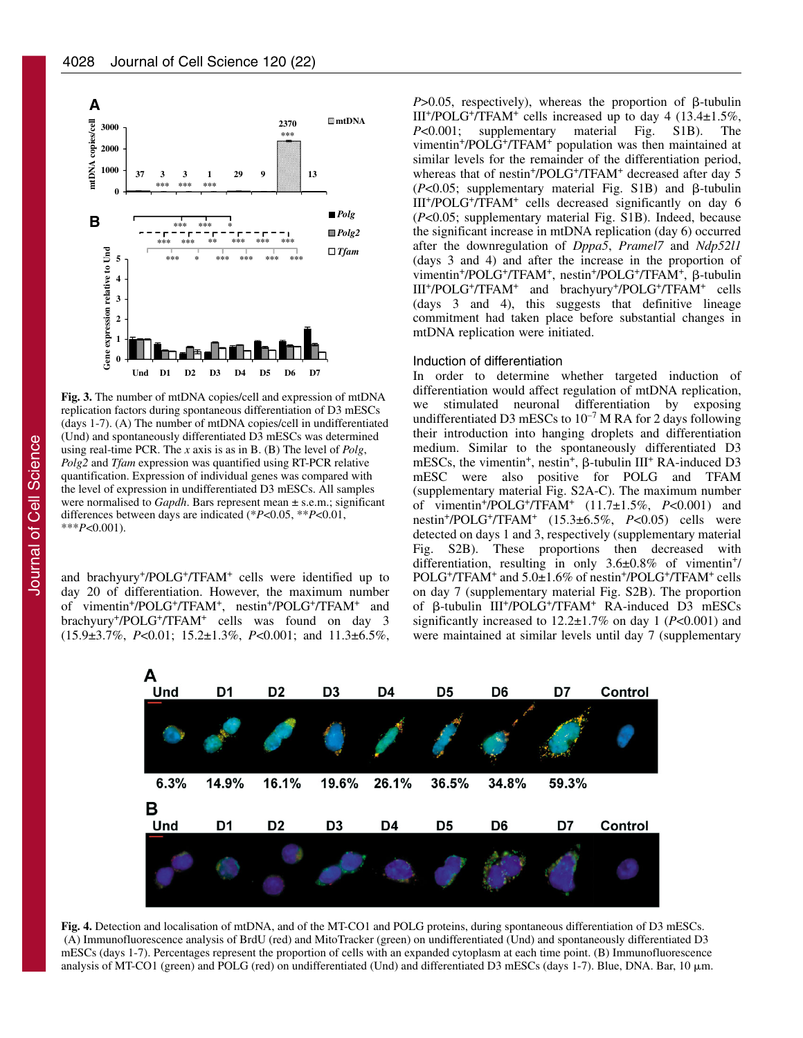**Fig. 3.** The number of mtDNA copies/cell and expression of mtDNA replication factors during spontaneous differentiation of D3 mESCs (days 1-7). (A) The number of mtDNA copies/cell in undifferentiated (Und) and spontaneously differentiated D3 mESCs was determined using real-time PCR. The *x* axis is as in B. (B) The level of *Polg*, *Polg2* and *Tfam* expression was quantified using RT-PCR relative quantification. Expression of individual genes was compared with the level of expression in undifferentiated D3 mESCs. All samples were normalised to *Gapdh*. Bars represent mean ± s.e.m.; significant differences between days are indicated (*$P$<0.05, **$P$<0.01, ***$P$<0.001).

and brachyury$^+$/POLG$^+$/TFAM$^+$ cells were identified up to day 20 of differentiation. However, the maximum number of vimentin$^+$/POLG$^+$/TFAM$^+$, nestin$^+$/POLG$^+$/TFAM$^+$ and brachyury$^+$/POLG$^+$/TFAM$^+$ cells was found on day 3 (15.9±3.7%, $P$<0.01; 15.2±1.3%, $P$<0.001; and 11.3±6.5%, $P$>0.05, respectively), whereas the proportion of β-tubulin III$^+$/POLG$^+$/TFAM$^+$ cells increased up to day 4 (13.4±1.5%, $P$<0.001; supplementary material Fig. S1B). The vimentin$^+$/POLG$^+$/TFAM$^+$ population was then maintained at similar levels for the remainder of the differentiation period, whereas that of nestin$^+$/POLG$^+$/TFAM$^+$ decreased after day 5 ($P$<0.05; supplementary material Fig. S1B) and β-tubulin III$^+$/POLG$^+$/TFAM$^+$ cells decreased significantly on day 6 ($P$<0.05; supplementary material Fig. S1B). Indeed, because the significant increase in mtDNA replication (day 6) occurred after the downregulation of *Dppa5*, *Pramel7* and *Ndp52l1* (days 3 and 4) and after the increase in the proportion of vimentin$^+$/POLG$^+$/TFAM$^+$, nestin$^+$/POLG$^+$/TFAM$^+$, β-tubulin III$^+$/POLG$^+$/TFAM$^+$ and brachyury$^+$/POLG$^+$/TFAM$^+$ cells (days 3 and 4), this suggests that definitive lineage commitment had taken place before substantial changes in mtDNA replication were initiated.

### Induction of differentiation

In order to determine whether targeted induction of differentiation would affect regulation of mtDNA replication, we stimulated neuronal differentiation by exposing undifferentiated D3 mESCs to $10^{-7}$ M RA for 2 days following their introduction into hanging droplets and differentiation medium. Similar to the spontaneously differentiated D3 mESCs, the vimentin$^+$, nestin$^+$, β-tubulin III$^+$ RA-induced D3 mESC were also positive for POLG and TFAM (supplementary material Fig. S2A-C). The maximum number of vimentin$^+$/POLG$^+$/TFAM$^+$ (11.7±1.5%, $P$<0.001) and nestin$^+$/POLG$^+$/TFAM$^+$ (15.3±6.5%, $P$<0.05) cells were detected on days 1 and 3, respectively (supplementary material Fig. S2B). These proportions then decreased with differentiation, resulting in only 3.6±0.8% of vimentin$^+$/POLG$^+$/TFAM$^+$ and 5.0±1.6% of nestin$^+$/POLG$^+$/TFAM$^+$ cells on day 7 (supplementary material Fig. S2B). The proportion of β-tubulin III$^+$/POLG$^+$/TFAM$^+$ RA-induced D3 mESCs significantly increased to 12.2±1.7% on day 1 ($P$<0.001) and were maintained at similar levels until day 7 (supplementary

**Fig. 4.** Detection and localisation of mtDNA, and of the MT-CO1 and POLG proteins, during spontaneous differentiation of D3 mESCs. (A) Immunofluorescence analysis of BrdU (red) and MitoTracker (green) on undifferentiated (Und) and spontaneously differentiated D3 mESCs (days 1-7). Percentages represent the proportion of cells with an expanded cytoplasm at each time point. (B) Immunofluorescence analysis of MT-CO1 (green) and POLG (red) on undifferentiated (Und) and differentiated D3 mESCs (days 1-7). Blue, DNA. Bar, 10 μm.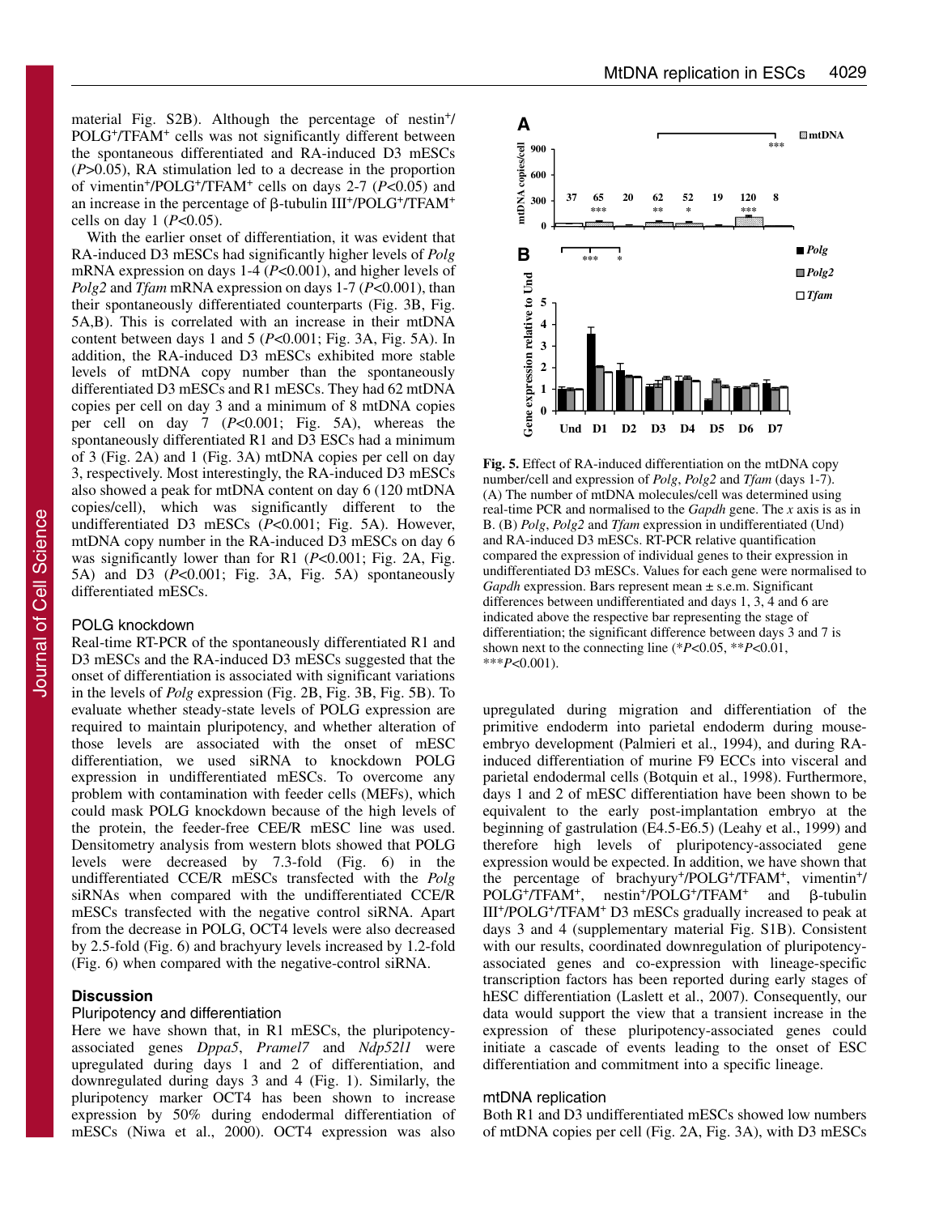material Fig. S2B). Although the percentage of nestin+/POLG+/TFAM+ cells was not significantly different between the spontaneous differentiated and RA-induced D3 mESCs ($P$>0.05), RA stimulation led to a decrease in the proportion of vimentin+/POLG+/TFAM+ cells on days 2-7 ($P$<0.05) and an increase in the percentage of β-tubulin III+/POLG+/TFAM+ cells on day 1 ($P$<0.05).

With the earlier onset of differentiation, it was evident that RA-induced D3 mESCs had significantly higher levels of *Polg* mRNA expression on days 1-4 ($P$<0.001), and higher levels of *Polg2* and *Tfam* mRNA expression on days 1-7 ($P$<0.001), than their spontaneously differentiated counterparts (Fig. 3B, Fig. 5A,B). This is correlated with an increase in their mtDNA content between days 1 and 5 ($P$<0.001; Fig. 3A, Fig. 5A). In addition, the RA-induced D3 mESCs exhibited more stable levels of mtDNA copy number than the spontaneously differentiated D3 mESCs and R1 mESCs. They had 62 mtDNA copies per cell on day 3 and a minimum of 8 mtDNA copies per cell on day 7 ($P$<0.001; Fig. 5A), whereas the spontaneously differentiated R1 and D3 ESCs had a minimum of 3 (Fig. 2A) and 1 (Fig. 3A) mtDNA copies per cell on day 3, respectively. Most interestingly, the RA-induced D3 mESCs also showed a peak for mtDNA content on day 6 (120 mtDNA copies/cell), which was significantly different to the undifferentiated D3 mESCs ($P$<0.001; Fig. 5A). However, mtDNA copy number in the RA-induced D3 mESCs on day 6 was significantly lower than for R1 ($P$<0.001; Fig. 2A, Fig. 5A) and D3 ($P$<0.001; Fig. 3A, Fig. 5A) spontaneously differentiated mESCs.

### POLG knockdown

Real-time RT-PCR of the spontaneously differentiated R1 and D3 mESCs and the RA-induced D3 mESCs suggested that the onset of differentiation is associated with significant variations in the levels of *Polg* expression (Fig. 2B, Fig. 3B, Fig. 5B). To evaluate whether steady-state levels of POLG expression are required to maintain pluripotency, and whether alteration of those levels are associated with the onset of mESC differentiation, we used siRNA to knockdown POLG expression in undifferentiated mESCs. To overcome any problem with contamination with feeder cells (MEFs), which could mask POLG knockdown because of the high levels of the protein, the feeder-free CEE/R mESC line was used. Densitometry analysis from western blots showed that POLG levels were decreased by 7.3-fold (Fig. 6) in the undifferentiated CCE/R mESCs transfected with the *Polg* siRNAs when compared with the undifferentiated CCE/R mESCs transfected with the negative control siRNA. Apart from the decrease in POLG, OCT4 levels were also decreased by 2.5-fold (Fig. 6) and brachyury levels increased by 1.2-fold (Fig. 6) when compared with the negative-control siRNA.

## Discussion

### Pluripotency and differentiation

Here we have shown that, in R1 mESCs, the pluripotency-associated genes *Dppa5*, *Pramel7* and *Ndp52l1* were upregulated during days 1 and 2 of differentiation, and downregulated during days 3 and 4 (Fig. 1). Similarly, the pluripotency marker OCT4 has been shown to increase expression by 50% during endodermal differentiation of mESCs (Niwa et al., 2000). OCT4 expression was also upregulated during migration and differentiation of the primitive endoderm into parietal endoderm during mouse-embryo development (Palmieri et al., 1994), and during RA-induced differentiation of murine F9 ECCs into visceral and parietal endodermal cells (Botquin et al., 1998). Furthermore, days 1 and 2 of mESC differentiation have been shown to be equivalent to the early post-implantation embryo at the beginning of gastrulation (E4.5-E6.5) (Leahy et al., 1999) and therefore high levels of pluripotency-associated gene expression would be expected. In addition, we have shown that the percentage of brachyury+/POLG+/TFAM+, vimentin+/POLG+/TFAM+, nestin+/POLG+/TFAM+ and β-tubulin III+/POLG+/TFAM+ D3 mESCs gradually increased to peak at days 3 and 4 (supplementary material Fig. S1B). Consistent with our results, coordinated downregulation of pluripotency-associated genes and co-expression with lineage-specific transcription factors has been reported during early stages of hESC differentiation (Laslett et al., 2007). Consequently, our data would support the view that a transient increase in the expression of these pluripotency-associated genes could initiate a cascade of events leading to the onset of ESC differentiation and commitment into a specific lineage.

**Fig. 5.** Effect of RA-induced differentiation on the mtDNA copy number/cell and expression of *Polg*, *Polg2* and *Tfam* (days 1-7). (A) The number of mtDNA molecules/cell was determined using real-time PCR and normalised to the *Gapdh* gene. The *x* axis is as in B. (B) *Polg*, *Polg2* and *Tfam* expression in undifferentiated (Und) and RA-induced D3 mESCs. RT-PCR relative quantification compared the expression of individual genes to their expression in undifferentiated D3 mESCs. Values for each gene were normalised to *Gapdh* expression. Bars represent mean ± s.e.m. Significant differences between undifferentiated and days 1, 3, 4 and 6 are indicated above the respective bar representing the stage of differentiation; the significant difference between days 3 and 7 is shown next to the connecting line (*$P$<0.05, **$P$<0.01, ***$P$<0.001).

### mtDNA replication

Both R1 and D3 undifferentiated mESCs showed low numbers of mtDNA copies per cell (Fig. 2A, Fig. 3A), with D3 mESCs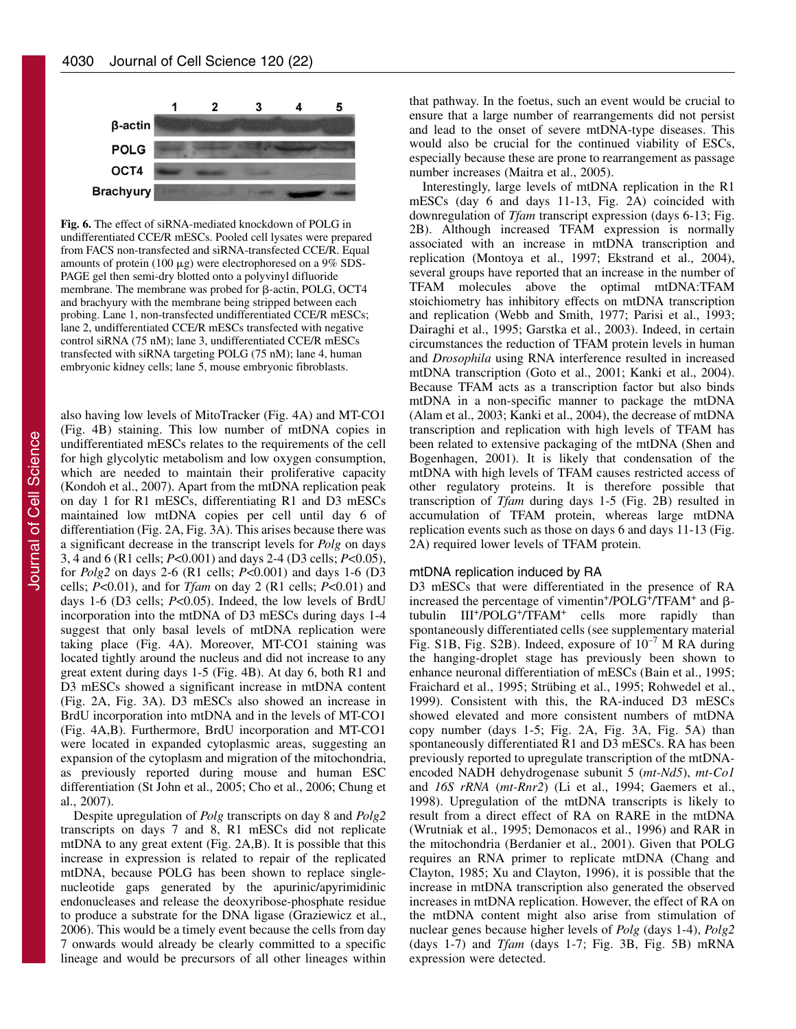**Fig. 6.** The effect of siRNA-mediated knockdown of POLG in undifferentiated CCE/R mESCs. Pooled cell lysates were prepared from FACS non-transfected and siRNA-transfected CCE/R. Equal amounts of protein (100 μg) were electrophoresed on a 9% SDS-PAGE gel then semi-dry blotted onto a polyvinyl difluoride membrane. The membrane was probed for β-actin, POLG, OCT4 and brachyury with the membrane being stripped between each probing. Lane 1, non-transfected undifferentiated CCE/R mESCs; lane 2, undifferentiated CCE/R mESCs transfected with negative control siRNA (75 nM); lane 3, undifferentiated CCE/R mESCs transfected with siRNA targeting POLG (75 nM); lane 4, human embryonic kidney cells; lane 5, mouse embryonic fibroblasts.

also having low levels of MitoTracker (Fig. 4A) and MT-CO1 (Fig. 4B) staining. This low number of mtDNA copies in undifferentiated mESCs relates to the requirements of the cell for high glycolytic metabolism and low oxygen consumption, which are needed to maintain their proliferative capacity (Kondoh et al., 2007). Apart from the mtDNA replication peak on day 1 for R1 mESCs, differentiating R1 and D3 mESCs maintained low mtDNA copies per cell until day 6 of differentiation (Fig. 2A, Fig. 3A). This arises because there was a significant decrease in the transcript levels for *Polg* on days 3, 4 and 6 (R1 cells; $P<0.001$) and days 2-4 (D3 cells; $P<0.05$), for *Polg2* on days 2-6 (R1 cells; $P<0.001$) and days 1-6 (D3 cells; $P<0.01$), and for *Tfam* on day 2 (R1 cells; $P<0.01$) and days 1-6 (D3 cells; $P<0.05$). Indeed, the low levels of BrdU incorporation into the mtDNA of D3 mESCs during days 1-4 suggest that only basal levels of mtDNA replication were taking place (Fig. 4A). Moreover, MT-CO1 staining was located tightly around the nucleus and did not increase to any great extent during days 1-5 (Fig. 4B). At day 6, both R1 and D3 mESCs showed a significant increase in mtDNA content (Fig. 2A, Fig. 3A). D3 mESCs also showed an increase in BrdU incorporation into mtDNA and in the levels of MT-CO1 (Fig. 4A,B). Furthermore, BrdU incorporation and MT-CO1 were located in expanded cytoplasmic areas, suggesting an expansion of the cytoplasm and migration of the mitochondria, as previously reported during mouse and human ESC differentiation (St John et al., 2005; Cho et al., 2006; Chung et al., 2007).

Despite upregulation of *Polg* transcripts on day 8 and *Polg2* transcripts on days 7 and 8, R1 mESCs did not replicate mtDNA to any great extent (Fig. 2A,B). It is possible that this increase in expression is related to repair of the replicated mtDNA, because POLG has been shown to replace single-nucleotide gaps generated by the apurinic/apyrimidinic endonucleases and release the deoxyribose-phosphate residue to produce a substrate for the DNA ligase (Graziewicz et al., 2006). This would be a timely event because the cells from day 7 onwards would already be clearly committed to a specific lineage and would be precursors of all other lineages within that pathway. In the foetus, such an event would be crucial to ensure that a large number of rearrangements did not persist and lead to the onset of severe mtDNA-type diseases. This would also be crucial for the continued viability of ESCs, especially because these are prone to rearrangement as passage number increases (Maitra et al., 2005).

Interestingly, large levels of mtDNA replication in the R1 mESCs (day 6 and days 11-13, Fig. 2A) coincided with downregulation of *Tfam* transcript expression (days 6-13; Fig. 2B). Although increased TFAM expression is normally associated with an increase in mtDNA transcription and replication (Montoya et al., 1997; Ekstrand et al., 2004), several groups have reported that an increase in the number of TFAM molecules above the optimal mtDNA:TFAM stoichiometry has inhibitory effects on mtDNA transcription and replication (Webb and Smith, 1977; Parisi et al., 1993; Dairaghi et al., 1995; Garstka et al., 2003). Indeed, in certain circumstances the reduction of TFAM protein levels in human and *Drosophila* using RNA interference resulted in increased mtDNA transcription (Goto et al., 2001; Kanki et al., 2004). Because TFAM acts as a transcription factor but also binds mtDNA in a non-specific manner to package the mtDNA (Alam et al., 2003; Kanki et al., 2004), the decrease of mtDNA transcription and replication with high levels of TFAM has been related to extensive packaging of the mtDNA (Shen and Bogenhagen, 2001). It is likely that condensation of the mtDNA with high levels of TFAM causes restricted access of other regulatory proteins. It is therefore possible that transcription of *Tfam* during days 1-5 (Fig. 2B) resulted in accumulation of TFAM protein, whereas large mtDNA replication events such as those on days 6 and days 11-13 (Fig. 2A) required lower levels of TFAM protein.

### mtDNA replication induced by RA

D3 mESCs that were differentiated in the presence of RA increased the percentage of vimentin$^+$/POLG$^+$/TFAM$^+$ and β-tubulin III$^+$/POLG$^+$/TFAM$^+$ cells more rapidly than spontaneously differentiated cells (see supplementary material Fig. S1B, Fig. S2B). Indeed, exposure of $10^{-7}$ M RA during the hanging-droplet stage has previously been shown to enhance neuronal differentiation of mESCs (Bain et al., 1995; Fraichard et al., 1995; Strübing et al., 1995; Rohwedel et al., 1999). Consistent with this, the RA-induced D3 mESCs showed elevated and more consistent numbers of mtDNA copy number (days 1-5; Fig. 2A, Fig. 3A, Fig. 5A) than spontaneously differentiated R1 and D3 mESCs. RA has been previously reported to upregulate transcription of the mtDNA-encoded NADH dehydrogenase subunit 5 (*mt-Nd5*), *mt-Co1* and *16S rRNA* (*mt-Rnr2*) (Li et al., 1994; Gaemers et al., 1998). Upregulation of the mtDNA transcripts is likely to result from a direct effect of RA on RARE in the mtDNA (Wrutniak et al., 1995; Demonacos et al., 1996) and RAR in the mitochondria (Berdanier et al., 2001). Given that POLG requires an RNA primer to replicate mtDNA (Chang and Clayton, 1985; Xu and Clayton, 1996), it is possible that the increase in mtDNA transcription also generated the observed increases in mtDNA replication. However, the effect of RA on the mtDNA content might also arise from stimulation of nuclear genes because higher levels of *Polg* (days 1-4), *Polg2* (days 1-7) and *Tfam* (days 1-7; Fig. 3B, Fig. 5B) mRNA expression were detected.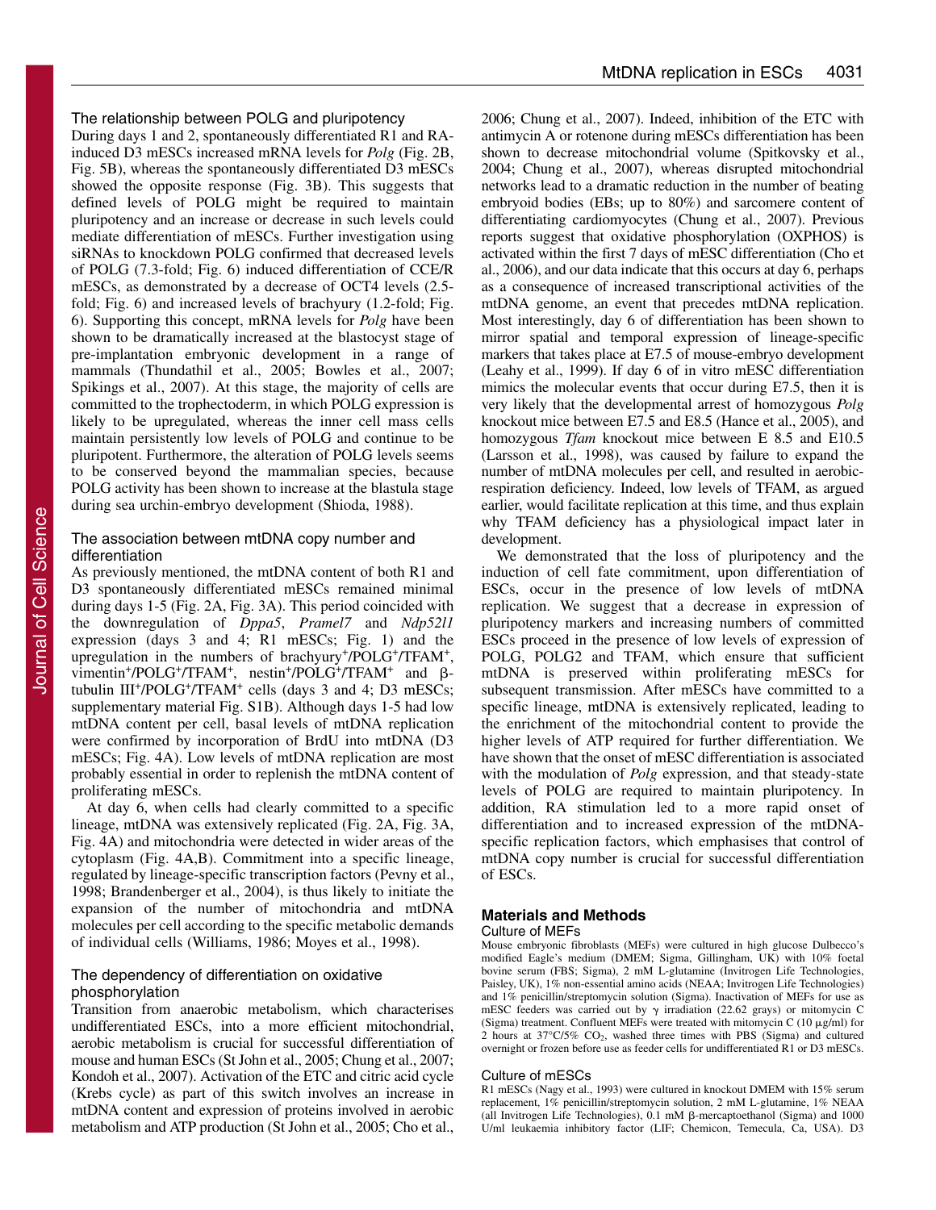### The relationship between POLG and pluripotency

During days 1 and 2, spontaneously differentiated R1 and RA-induced D3 mESCs increased mRNA levels for *Polg* (Fig. 2B, Fig. 5B), whereas the spontaneously differentiated D3 mESCs showed the opposite response (Fig. 3B). This suggests that defined levels of POLG might be required to maintain pluripotency and an increase or decrease in such levels could mediate differentiation of mESCs. Further investigation using siRNAs to knockdown POLG confirmed that decreased levels of POLG (7.3-fold; Fig. 6) induced differentiation of CCE/R mESCs, as demonstrated by a decrease of OCT4 levels (2.5-fold; Fig. 6) and increased levels of brachyury (1.2-fold; Fig. 6). Supporting this concept, mRNA levels for *Polg* have been shown to be dramatically increased at the blastocyst stage of pre-implantation embryonic development in a range of mammals (Thundathil et al., 2005; Bowles et al., 2007; Spikings et al., 2007). At this stage, the majority of cells are committed to the trophectoderm, in which POLG expression is likely to be upregulated, whereas the inner cell mass cells maintain persistently low levels of POLG and continue to be pluripotent. Furthermore, the alteration of POLG levels seems to be conserved beyond the mammalian species, because POLG activity has been shown to increase at the blastula stage during sea urchin-embryo development (Shioda, 1988).

### The association between mtDNA copy number and differentiation

As previously mentioned, the mtDNA content of both R1 and D3 spontaneously differentiated mESCs remained minimal during days 1-5 (Fig. 2A, Fig. 3A). This period coincided with the downregulation of *Dppa5*, *Pramel7* and *Ndp52l1* expression (days 3 and 4; R1 mESCs; Fig. 1) and the upregulation in the numbers of brachyury$^+$/POLG$^+$/TFAM$^+$, vimentin$^+$/POLG$^+$/TFAM$^+$, nestin$^+$/POLG$^+$/TFAM$^+$ and β-tubulin III$^+$/POLG$^+$/TFAM$^+$ cells (days 3 and 4; D3 mESCs; supplementary material Fig. S1B). Although days 1-5 had low mtDNA content per cell, basal levels of mtDNA replication were confirmed by incorporation of BrdU into mtDNA (D3 mESCs; Fig. 4A). Low levels of mtDNA replication are most probably essential in order to replenish the mtDNA content of proliferating mESCs.

At day 6, when cells had clearly committed to a specific lineage, mtDNA was extensively replicated (Fig. 2A, Fig. 3A, Fig. 4A) and mitochondria were detected in wider areas of the cytoplasm (Fig. 4A,B). Commitment into a specific lineage, regulated by lineage-specific transcription factors (Pevny et al., 1998; Brandenberger et al., 2004), is thus likely to initiate the expansion of the number of mitochondria and mtDNA molecules per cell according to the specific metabolic demands of individual cells (Williams, 1986; Moyes et al., 1998).

### The dependency of differentiation on oxidative phosphorylation

Transition from anaerobic metabolism, which characterises undifferentiated ESCs, into a more efficient mitochondrial, aerobic metabolism is crucial for successful differentiation of mouse and human ESCs (St John et al., 2005; Chung et al., 2007; Kondoh et al., 2007). Activation of the ETC and citric acid cycle (Krebs cycle) as part of this switch involves an increase in mtDNA content and expression of proteins involved in aerobic metabolism and ATP production (St John et al., 2005; Cho et al., 2006; Chung et al., 2007). Indeed, inhibition of the ETC with antimycin A or rotenone during mESCs differentiation has been shown to decrease mitochondrial volume (Spitkovsky et al., 2004; Chung et al., 2007), whereas disrupted mitochondrial networks lead to a dramatic reduction in the number of beating embryoid bodies (EBs; up to 80%) and sarcomere content of differentiating cardiomyocytes (Chung et al., 2007). Previous reports suggest that oxidative phosphorylation (OXPHOS) is activated within the first 7 days of mESC differentiation (Cho et al., 2006), and our data indicate that this occurs at day 6, perhaps as a consequence of increased transcriptional activities of the mtDNA genome, an event that precedes mtDNA replication. Most interestingly, day 6 of differentiation has been shown to mirror spatial and temporal expression of lineage-specific markers that takes place at E7.5 of mouse-embryo development (Leahy et al., 1999). If day 6 of in vitro mESC differentiation mimics the molecular events that occur during E7.5, then it is very likely that the developmental arrest of homozygous *Polg* knockout mice between E7.5 and E8.5 (Hance et al., 2005), and homozygous *Tfam* knockout mice between E 8.5 and E10.5 (Larsson et al., 1998), was caused by failure to expand the number of mtDNA molecules per cell, and resulted in aerobic-respiration deficiency. Indeed, low levels of TFAM, as argued earlier, would facilitate replication at this time, and thus explain why TFAM deficiency has a physiological impact later in development.

We demonstrated that the loss of pluripotency and the induction of cell fate commitment, upon differentiation of ESCs, occur in the presence of low levels of mtDNA replication. We suggest that a decrease in expression of pluripotency markers and increasing numbers of committed ESCs proceed in the presence of low levels of expression of POLG, POLG2 and TFAM, which ensure that sufficient mtDNA is preserved within proliferating mESCs for subsequent transmission. After mESCs have committed to a specific lineage, mtDNA is extensively replicated, leading to the enrichment of the mitochondrial content to provide the higher levels of ATP required for further differentiation. We have shown that the onset of mESC differentiation is associated with the modulation of *Polg* expression, and that steady-state levels of POLG are required to maintain pluripotency. In addition, RA stimulation led to a more rapid onset of differentiation and to increased expression of the mtDNA-specific replication factors, which emphasises that control of mtDNA copy number is crucial for successful differentiation of ESCs.

## Materials and Methods

### Culture of MEFs

Mouse embryonic fibroblasts (MEFs) were cultured in high glucose Dulbecco's modified Eagle's medium (DMEM; Sigma, Gillingham, UK) with 10% foetal bovine serum (FBS; Sigma), 2 mM L-glutamine (Invitrogen Life Technologies, Paisley, UK), 1% non-essential amino acids (NEAA; Invitrogen Life Technologies) and 1% penicillin/streptomycin solution (Sigma). Inactivation of MEFs for use as mESC feeders was carried out by γ irradiation (22.62 grays) or mitomycin C (Sigma) treatment. Confluent MEFs were treated with mitomycin C (10 μg/ml) for 2 hours at 37°C/5% $CO_2$, washed three times with PBS (Sigma) and cultured overnight or frozen before use as feeder cells for undifferentiated R1 or D3 mESCs.

### Culture of mESCs

R1 mESCs (Nagy et al., 1993) were cultured in knockout DMEM with 15% serum replacement, 1% penicillin/streptomycin solution, 2 mM L-glutamine, 1% NEAA (all Invitrogen Life Technologies), 0.1 mM β-mercaptoethanol (Sigma) and 1000 U/ml leukaemia inhibitory factor (LIF; Chemicon, Temecula, Ca, USA). D3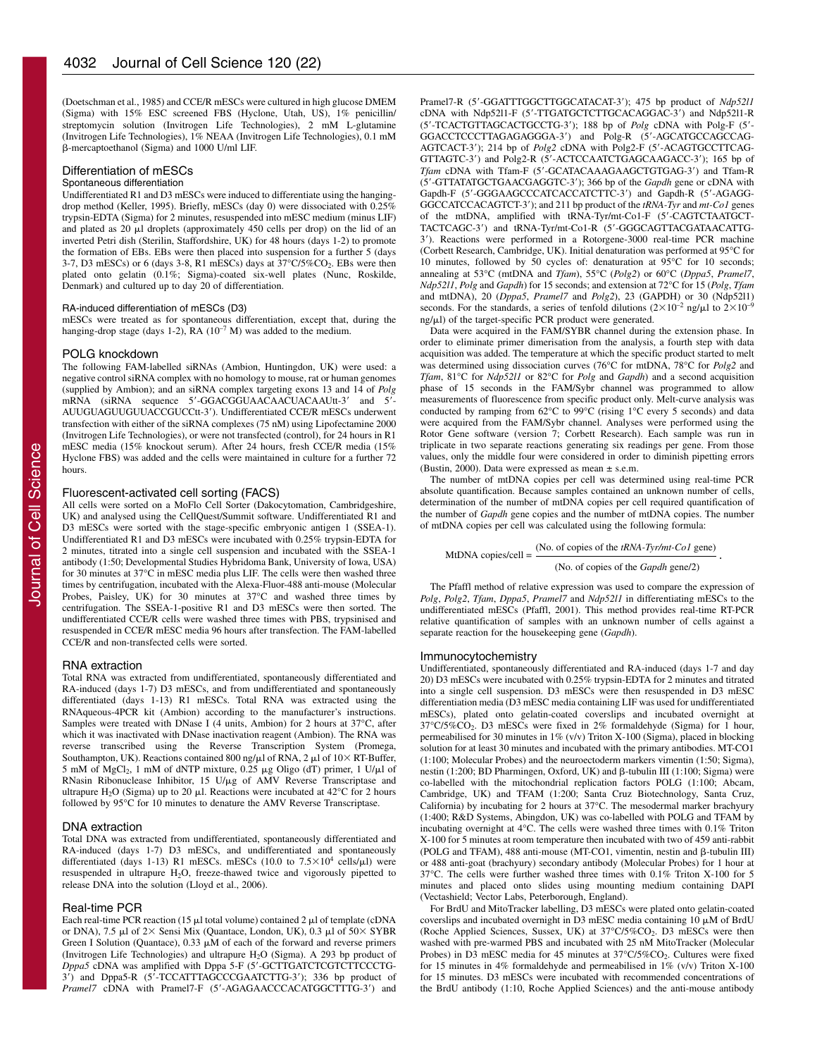(Doetschman et al., 1985) and CCE/R mESCs were cultured in high glucose DMEM (Sigma) with 15% ESC screened FBS (Hyclone, Utah, US), 1% penicillin/streptomycin solution (Invitrogen Life Technologies), 2 mM L-glutamine (Invitrogen Life Technologies), 1% NEAA (Invitrogen Life Technologies), 0.1 mM β-mercaptoethanol (Sigma) and 1000 U/ml LIF.

## Differentiation of mESCs

### Spontaneous differentiation

Undifferentiated R1 and D3 mESCs were induced to differentiate using the hanging-drop method (Keller, 1995). Briefly, mESCs (day 0) were dissociated with 0.25% trypsin-EDTA (Sigma) for 2 minutes, resuspended into mESC medium (minus LIF) and plated as 20 μl droplets (approximately 450 cells per drop) on the lid of an inverted Petri dish (Sterilin, Staffordshire, UK) for 48 hours (days 1-2) to promote the formation of EBs. EBs were then placed into suspension for a further 5 days (days 3-7, D3 mESCs) or 6 (days 3-8, R1 mESCs) days at 37°C/5%$CO_2$. EBs were then plated onto gelatin (0.1%; Sigma)-coated six-well plates (Nunc, Roskilde, Denmark) and cultured up to day 20 of differentiation.

### RA-induced differentiation of mESCs (D3)

mESCs were treated as for spontaneous differentiation, except that, during the hanging-drop stage (days 1-2), RA ($10^{-7}$ M) was added to the medium.

## POLG knockdown

The following FAM-labelled siRNAs (Ambion, Huntingdon, UK) were used: a negative control siRNA complex with no homology to mouse, rat or human genomes (supplied by Ambion); and an siRNA complex targeting exons 13 and 14 of *Polg* mRNA (siRNA sequence 5′-GGACGGUAACAACUACAAUtt-3′ and 5′-AUUGUAGUUGUUACCGUCCtt-3′). Undifferentiated CCE/R mESCs underwent transfection with either of the siRNA complexes (75 nM) using Lipofectamine 2000 (Invitrogen Life Technologies), or were not transfected (control), for 24 hours in R1 mESC media (15% knockout serum). After 24 hours, fresh CCE/R media (15% Hyclone FBS) was added and the cells were maintained in culture for a further 72 hours.

## Fluorescent-activated cell sorting (FACS)

All cells were sorted on a MoFlo Cell Sorter (Dakocytomation, Cambridgeshire, UK) and analysed using the CellQuest/Summit software. Undifferentiated R1 and D3 mESCs were sorted with the stage-specific embryonic antigen 1 (SSEA-1). Undifferentiated R1 and D3 mESCs were incubated with 0.25% trypsin-EDTA for 2 minutes, titrated into a single cell suspension and incubated with the SSEA-1 antibody (1:50; Developmental Studies Hybridoma Bank, University of Iowa, USA) for 30 minutes at 37°C in mESC media plus LIF. The cells were then washed three times by centrifugation, incubated with the Alexa-Fluor-488 anti-mouse (Molecular Probes, Paisley, UK) for 30 minutes at 37°C and washed three times by centrifugation. The SSEA-1-positive R1 and D3 mESCs were then sorted. The undifferentiated CCE/R cells were washed three times with PBS, trypsinised and resuspended in CCE/R mESC media 96 hours after transfection. The FAM-labelled CCE/R and non-transfected cells were sorted.

## RNA extraction

Total RNA was extracted from undifferentiated, spontaneously differentiated and RA-induced (days 1-7) D3 mESCs, and from undifferentiated and spontaneously differentiated (days 1-13) R1 mESCs. Total RNA was extracted using the RNAqueous-4PCR kit (Ambion) according to the manufacturer's instructions. Samples were treated with DNase I (4 units, Ambion) for 2 hours at 37°C, after which it was inactivated with DNase inactivation reagent (Ambion). The RNA was reverse transcribed using the Reverse Transcription System (Promega, Southampton, UK). Reactions contained 800 ng/μl of RNA, 2 μl of 10× RT-Buffer, 5 mM of $MgCl_2$, 1 mM of dNTP mixture, 0.25 μg Oligo (dT) primer, 1 U/μl of RNasin Ribonuclease Inhibitor, 15 U/μg of AMV Reverse Transcriptase and ultrapure $H_2O$ (Sigma) up to 20 μl. Reactions were incubated at 42°C for 2 hours followed by 95°C for 10 minutes to denature the AMV Reverse Transcriptase.

## DNA extraction

Total DNA was extracted from undifferentiated, spontaneously differentiated and RA-induced (days 1-7) D3 mESCs, and undifferentiated and spontaneously differentiated (days 1-13) R1 mESCs. mESCs (10.0 to $7.5\times10^4$ cells/μl) were resuspended in ultrapure $H_2O$, freeze-thawed twice and vigorously pipetted to release DNA into the solution (Lloyd et al., 2006).

## Real-time PCR

Each real-time PCR reaction (15 μl total volume) contained 2 μl of template (cDNA or DNA), 7.5 μl of 2× Sensi Mix (Quantace, London, UK), 0.3 μl of 50× SYBR Green I Solution (Quantace), 0.33 μM of each of the forward and reverse primers (Invitrogen Life Technologies) and ultrapure $H_2O$ (Sigma). A 293 bp product of *Dppa5* cDNA was amplified with Dppa 5-F (5′-GCTTGATCTCGTCTTCCCTG-3′) and Dppa5-R (5′-TCCATTTAGCCCGAATCTTG-3′); 336 bp product of *Pramel7* cDNA with Pramel7-F (5′-AGAGAACCCACATGGCTTTG-3′) and Pramel7-R (5′-GGATTTGGCTTGGCATACAT-3′); 475 bp product of *Ndp52l1* cDNA with Ndp52l1-F (5′-TTGATGCTCTTGCACAGGAC-3′) and Ndp52l1-R (5′-TCACTGTTAGCACTGCCTG-3′); 188 bp of *Polg* cDNA with Polg-F (5′-GGACCTCCCTTAGAGAGGGA-3′) and Polg-R (5′-AGCATGCCAGCCAG-AGTCACT-3′); 214 bp of *Polg2* cDNA with Polg2-F (5′-ACAGTGCCTTCAG-GTTAGTC-3′) and Polg2-R (5′-ACTCCAATCTGAGCAAGACC-3′); 165 bp of *Tfam* cDNA with Tfam-F (5′-GCATACAAAGAAGCTGTGAG-3′) and Tfam-R (5′-GTTATATGCTGAACGAGGTC-3′); 366 bp of the *Gapdh* gene or cDNA with Gapdh-F (5′-GGGAAGCCCATCACCATCTTC-3′) and Gapdh-R (5′-AGAGG-GGCCATCCACAGTCT-3′); and 211 bp product of the *tRNA-Tyr* and *mt-Co1* genes of the mtDNA, amplified with tRNA-Tyr/mt-Co1-F (5′-CAGTCTAATGCT-TACTCAGC-3′) and tRNA-Tyr/mt-Co1-R (5′-GGGCAGTTACGATAACATTG-3′). Reactions were performed in a Rotorgene-3000 real-time PCR machine (Corbett Research, Cambridge, UK). Initial denaturation was performed at 95°C for 10 minutes, followed by 50 cycles of: denaturation at 95°C for 10 seconds; annealing at 53°C (mtDNA and *Tfam*), 55°C (*Polg2*) or 60°C (*Dppa5*, *Pramel7*, *Ndp52l1*, *Polg* and *Gapdh*) for 15 seconds; and extension at 72°C for 15 (*Polg*, *Tfam* and mtDNA), 20 (*Dppa5*, *Pramel7* and *Polg2*), 23 (GAPDH) or 30 (Ndp52l1) seconds. For the standards, a series of tenfold dilutions ($2\times10^{-2}$ ng/μl to $2\times10^{-9}$ ng/μl) of the target-specific PCR product were generated.

Data were acquired in the FAM/SYBR channel during the extension phase. In order to eliminate primer dimerisation from the analysis, a fourth step with data acquisition was added. The temperature at which the specific product started to melt was determined using dissociation curves (76°C for mtDNA, 78°C for *Polg2* and *Tfam*, 81°C for *Ndp52l1* or 82°C for *Polg* and *Gapdh*) and a second acquisition phase of 15 seconds in the FAM/Sybr channel was programmed to allow measurements of fluorescence from specific product only. Melt-curve analysis was conducted by ramping from 62°C to 99°C (rising 1°C every 5 seconds) and data were acquired from the FAM/SYBR channel. Analyses were performed using the Rotor Gene software (version 7; Corbett Research). Each sample was run in triplicate in two separate reactions generating six readings per gene. From those values, only the middle four were considered in order to diminish pipetting errors (Bustin, 2000). Data were expressed as mean ± s.e.m.

The number of mtDNA copies per cell was determined using real-time PCR absolute quantification. Because samples contained an unknown number of cells, determination of the number of mtDNA copies per cell required quantification of the number of *Gapdh* gene copies and the number of mtDNA copies. The number of mtDNA copies per cell was calculated using the following formula:

$$\text{MtDNA copies/cell} = \frac{\text{(No. of copies of the } \textit{tRNA-Tyr/mt-Co1} \text{ gene)}}{\text{(No. of copies of the } \textit{Gapdh} \text{ gene/2)}}.$$

The Pfaffl method of relative expression was used to compare the expression of *Polg*, *Polg2*, *Tfam*, *Dppa5*, *Pramel7* and *Ndp52l1* in differentiating mESCs to the undifferentiated mESCs (Pfaffl, 2001). This method provides real-time RT-PCR relative quantification of samples with an unknown number of cells against a separate reaction for the housekeeping gene (*Gapdh*).

## Immunocytochemistry

Undifferentiated, spontaneously differentiated and RA-induced (days 1-7 and day 20) D3 mESCs were incubated with 0.25% trypsin-EDTA for 2 minutes and titrated into a single cell suspension. D3 mESCs were then resuspended in D3 mESC differentiation media (D3 mESC media containing LIF was used for undifferentiated mESCs), plated onto gelatin-coated coverslips and incubated overnight at 37°C/5%$CO_2$. D3 mESCs were fixed in 2% formaldehyde (Sigma) for 1 hour, permeabilised for 30 minutes in 1% (v/v) Triton X-100 (Sigma), placed in blocking solution for at least 30 minutes and incubated with the primary antibodies. MT-CO1 (1:100; Molecular Probes) and the neuroectoderm markers vimentin (1:50; Sigma), nestin (1:200; BD Pharmingen, Oxford, UK) and β-tubulin III (1:100; Sigma) were co-labelled with the mitochondrial replication factors POLG (1:100; Abcam, Cambridge, UK) and TFAM (1:200; Santa Cruz Biotechnology, Santa Cruz, California) by incubating for 2 hours at 37°C. The mesodermal marker brachyury (1:400; R&D Systems, Abingdon, UK) was co-labelled with POLG and TFAM by incubating overnight at 4°C. The cells were washed three times with 0.1% Triton X-100 for 5 minutes at room temperature then incubated with two of 459 anti-rabbit (POLG and TFAM), 488 anti-mouse (MT-CO1, vimentin, nestin and β-tubulin III) or 488 anti-goat (brachyury) secondary antibody (Molecular Probes) for 1 hour at 37°C. The cells were further washed three times with 0.1% Triton X-100 for 5 minutes and placed onto slides using mounting medium containing DAPI (Vectashield; Vector Labs, Peterborough, England).

For BrdU and MitoTracker labelling, D3 mESCs were plated onto gelatin-coated coverslips and incubated overnight in D3 mESC media containing 10 μM of BrdU (Roche Applied Sciences, Sussex, UK) at 37°C/5%$CO_2$. D3 mESCs were then washed with pre-warmed PBS and incubated with 25 nM MitoTracker (Molecular Probes) in D3 mESC media for 45 minutes at 37°C/5%$CO_2$. Cultures were fixed for 15 minutes in 4% formaldehyde and permeabilised in 1% (v/v) Triton X-100 for 15 minutes. D3 mESCs were incubated with recommended concentrations of the BrdU antibody (1:10, Roche Applied Sciences) and the anti-mouse antibody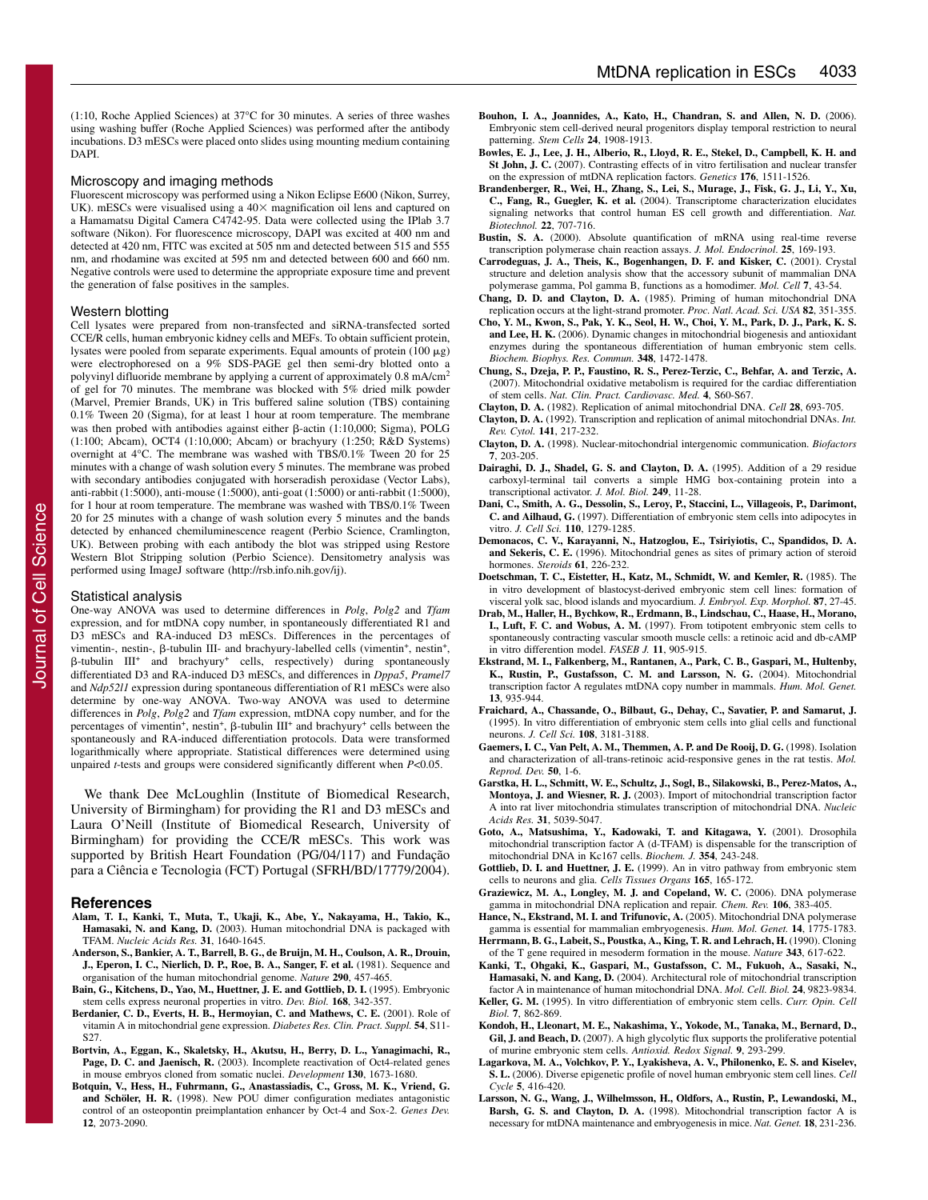(1:10, Roche Applied Sciences) at 37°C for 30 minutes. A series of three washes using washing buffer (Roche Applied Sciences) was performed after the antibody incubations. D3 mESCs were placed onto slides using mounting medium containing DAPI.

### Microscopy and imaging methods

Fluorescent microscopy was performed using a Nikon Eclipse E600 (Nikon, Surrey, UK). mESCs were visualised using a 40× magnification oil lens and captured on a Hamamatsu Digital Camera C4742-95. Data were collected using the IPlab 3.7 software (Nikon). For fluorescence microscopy, DAPI was excited at 400 nm and detected at 420 nm, FITC was excited at 505 nm and detected between 515 and 555 nm, and rhodamine was excited at 595 nm and detected between 600 and 660 nm. Negative controls were used to determine the appropriate exposure time and prevent the generation of false positives in the samples.

### Western blotting

Cell lysates were prepared from non-transfected and siRNA-transfected sorted CCE/R cells, human embryonic kidney cells and MEFs. To obtain sufficient protein, lysates were pooled from separate experiments. Equal amounts of protein (100 μg) were electrophoresed on a 9% SDS-PAGE gel then semi-dry blotted onto a polyvinyl difluoride membrane by applying a current of approximately 0.8 mA/cm$^2$ of gel for 70 minutes. The membrane was blocked with 5% dried milk powder (Marvel, Premier Brands, UK) in Tris buffered saline solution (TBS) containing 0.1% Tween 20 (Sigma), for at least 1 hour at room temperature. The membrane was then probed with antibodies against either β-actin (1:10,000; Sigma), POLG (1:100; Abcam), OCT4 (1:10,000; Abcam) or brachyury (1:250; R&D Systems) overnight at 4°C. The membrane was washed with TBS/0.1% Tween 20 for 25 minutes with a change of wash solution every 5 minutes. The membrane was probed with secondary antibodies conjugated with horseradish peroxidase (Vector Labs), anti-rabbit (1:5000), anti-mouse (1:5000), anti-goat (1:5000) or anti-rabbit (1:5000), for 1 hour at room temperature. The membrane was washed with TBS/0.1% Tween 20 for 25 minutes with a change of wash solution every 5 minutes and the bands detected by enhanced chemiluminescence reagent (Perbio Science, Cramlington, UK). Between probing with each antibody the blot was stripped using Restore Western Blot Stripping solution (Perbio Science). Densitometry analysis was performed using ImageJ software (http://rsb.info.nih.gov/ij).

### Statistical analysis

One-way ANOVA was used to determine differences in *Polg*, *Polg2* and *Tfam* expression, and for mtDNA copy number, in spontaneously differentiated R1 and D3 mESCs and RA-induced D3 mESCs. Differences in the percentages of vimentin-, nestin-, β-tubulin III- and brachyury-labelled cells (vimentin$^+$, nestin$^+$, β-tubulin III$^+$ and brachyury$^+$ cells, respectively) during spontaneously differentiated D3 and RA-induced D3 mESCs, and differences in *Dppa5*, *Pramel7* and *Ndp52l1* expression during spontaneous differentiation of R1 mESCs were also determine by one-way ANOVA. Two-way ANOVA was used to determine differences in *Polg*, *Polg2* and *Tfam* expression, mtDNA copy number, and for the percentages of vimentin$^+$, nestin$^+$, β-tubulin III$^+$ and brachyury$^+$ cells between the spontaneously and RA-induced differentiation protocols. Data were transformed logarithmically where appropriate. Statistical differences were determined using unpaired *t*-tests and groups were considered significantly different when $P<0.05$.

We thank Dee McLoughlin (Institute of Biomedical Research, University of Birmingham) for providing the R1 and D3 mESCs and Laura O'Neill (Institute of Biomedical Research, University of Birmingham) for providing the CCE/R mESCs. This work was supported by British Heart Foundation (PG/04/117) and Fundação para a Ciência e Tecnologia (FCT) Portugal (SFRH/BD/17779/2004).

## References

**Alam, T. I., Kanki, T., Muta, T., Ukaji, K., Abe, Y., Nakayama, H., Takio, K., Hamasaki, N. and Kang, D.** (2003). Human mitochondrial DNA is packaged with TFAM. *Nucleic Acids Res.* **31**, 1640-1645.

**Anderson, S., Bankier, A. T., Barrell, B. G., de Bruijn, M. H., Coulson, A. R., Drouin, J., Eperon, I. C., Nierlich, D. P., Roe, B. A., Sanger, F. et al.** (1981). Sequence and organisation of the human mitochondrial genome. *Nature* **290**, 457-465.

**Bain, G., Kitchens, D., Yao, M., Huettner, J. E. and Gottlieb, D. I.** (1995). Embryonic stem cells express neuronal properties in vitro. *Dev. Biol.* **168**, 342-357.

**Berdanier, C. D., Everts, H. B., Hermoyian, C. and Mathews, C. E.** (2001). Role of vitamin A in mitochondrial gene expression. *Diabetes Res. Clin. Pract. Suppl.* **54**, S11-S27.

**Bortvin, A., Eggan, K., Skaletsky, H., Akutsu, H., Berry, D. L., Yanagimachi, R., Page, D. C. and Jaenisch, R.** (2003). Incomplete reactivation of Oct4-related genes in mouse embryos cloned from somatic nuclei. *Development* **130**, 1673-1680.

**Botquin, V., Hess, H., Fuhrmann, G., Anastassiadis, C., Gross, M. K., Vriend, G. and Schöler, H. R.** (1998). New POU dimer configuration mediates antagonistic control of an osteopontin preimplantation enhancer by Oct-4 and Sox-2. *Genes Dev.* **12**, 2073-2090.

**Bouhon, I. A., Joannides, A., Kato, H., Chandran, S. and Allen, N. D.** (2006). Embryonic stem cell-derived neural progenitors display temporal restriction to neural patterning. *Stem Cells* **24**, 1908-1913.

**Bowles, E. J., Lee, J. H., Alberio, R., Lloyd, R. E., Stekel, D., Campbell, K. H. and St John, J. C.** (2007). Contrasting effects of in vitro fertilisation and nuclear transfer on the expression of mtDNA replication factors. *Genetics* **176**, 1511-1526.

**Brandenberger, R., Wei, H., Zhang, S., Lei, S., Murage, J., Fisk, G. J., Li, Y., Xu, C., Fang, R., Guegler, K. et al.** (2004). Transcriptome characterization elucidates signaling networks that control human ES cell growth and differentiation. *Nat. Biotechnol.* **22**, 707-716.

**Bustin, S. A.** (2000). Absolute quantification of mRNA using real-time reverse transcription polymerase chain reaction assays. *J. Mol. Endocrinol.* **25**, 169-193.

**Carrodeguas, J. A., Theis, K., Bogenhagen, D. F. and Kisker, C.** (2001). Crystal structure and deletion analysis show that the accessory subunit of mammalian DNA polymerase gamma, Pol gamma B, functions as a homodimer. *Mol. Cell* **7**, 43-54.

**Chang, D. D. and Clayton, D. A.** (1985). Priming of human mitochondrial DNA replication occurs at the light-strand promoter. *Proc. Natl. Acad. Sci. USA* **82**, 351-355.

**Cho, Y. M., Kwon, S., Pak, Y. K., Seol, H. W., Choi, Y. M., Park, D. J., Park, K. S. and Lee, H. K.** (2006). Dynamic changes in mitochondrial biogenesis and antioxidant enzymes during the spontaneous differentiation of human embryonic stem cells. *Biochem. Biophys. Res. Commun.* **348**, 1472-1478.

**Chung, S., Dzeja, P. P., Faustino, R. S., Perez-Terzic, C., Behfar, A. and Terzic, A.** (2007). Mitochondrial oxidative metabolism is required for the cardiac differentiation of stem cells. *Nat. Clin. Pract. Cardiovasc. Med.* **4**, S60-S67.

**Clayton, D. A.** (1982). Replication of animal mitochondrial DNA. *Cell* **28**, 693-705.

**Clayton, D. A.** (1992). Transcription and replication of animal mitochondrial DNAs. *Int. Rev. Cytol.* **141**, 217-232.

**Clayton, D. A.** (1998). Nuclear-mitochondrial intergenomic communication. *Biofactors* **7**, 203-205.

**Dairaghi, D. J., Shadel, G. S. and Clayton, D. A.** (1995). Addition of a 29 residue carboxyl-terminal tail converts a simple HMG box-containing protein into a transcriptional activator. *J. Mol. Biol.* **249**, 11-28.

**Dani, C., Smith, A. G., Dessolin, S., Leroy, P., Staccini, L., Villageois, P., Darimont, C. and Ailhaud, G.** (1997). Differentiation of embryonic stem cells into adipocytes in vitro. *J. Cell Sci.* **110**, 1279-1285.

**Demonacos, C. V., Karayanni, N., Hatzoglou, E., Tsiriyiotis, C., Spandidos, D. A. and Sekeris, C. E.** (1996). Mitochondrial genes as sites of primary action of steroid hormones. *Steroids* **61**, 226-232.

**Doetschman, T. C., Eistetter, H., Katz, M., Schmidt, W. and Kemler, R.** (1985). The in vitro development of blastocyst-derived embryonic stem cell lines: formation of visceral yolk sac, blood islands and myocardium. *J. Embryol. Exp. Morphol.* **87**, 27-45.

**Drab, M., Haller, H., Bychkow, R., Erdmann, B., Lindschau, C., Haase, H., Morano, I., Luft, F. C. and Wobus, A. M.** (1997). From totipotent embryonic stem cells to spontaneously contracting vascular smooth muscle cells: a retinoic acid and db-cAMP in vitro differention model. *FASEB J.* **11**, 905-915.

**Ekstrand, M. I., Falkenberg, M., Rantanen, A., Park, C. B., Gaspari, M., Hultenby, K., Rustin, P., Gustafsson, C. M. and Larsson, N. G.** (2004). Mitochondrial transcription factor A regulates mtDNA copy number in mammals. *Hum. Mol. Genet.* **13**, 935-944.

**Fraichard, A., Chassande, O., Bilbaut, G., Dehay, C., Savatier, P. and Samarut, J.** (1995). In vitro differentiation of embryonic stem cells into glial cells and functional neurons. *J. Cell Sci.* **108**, 3181-3188.

**Gaemers, I. C., Van Pelt, A. M., Themmen, A. P. and De Rooij, D. G.** (1998). Isolation and characterization of all-trans-retinoic acid-responsive genes in the rat testis. *Mol. Reprod. Dev.* **50**, 1-6.

**Garstka, H. L., Schmitt, W. E., Schultz, J., Sogl, B., Silakowski, B., Perez-Matos, A., Montoya, J. and Wiesner, R. J.** (2003). Import of mitochondrial transcription factor A into rat liver mitochondria stimulates transcription of mitochondrial DNA. *Nucleic Acids Res.* **31**, 5039-5047.

**Goto, A., Matsushima, Y., Kadowaki, T. and Kitagawa, Y.** (2001). Drosophila mitochondrial transcription factor A (d-TFAM) is dispensable for the transcription of mitochondrial DNA in Kc167 cells. *Biochem. J.* **354**, 243-248.

**Gottlieb, D. I. and Huettner, J. E.** (1999). An in vitro pathway from embryonic stem cells to neurons and glia. *Cells Tissues Organs* **165**, 165-172.

**Graziewicz, M. A., Longley, M. J. and Copeland, W. C.** (2006). DNA polymerase gamma in mitochondrial DNA replication and repair. *Chem. Rev.* **106**, 383-405.

**Hance, N., Ekstrand, M. I. and Trifunovic, A.** (2005). Mitochondrial DNA polymerase gamma is essential for mammalian embryogenesis. *Hum. Mol. Genet.* **14**, 1775-1783.

**Herrmann, B. G., Labeit, S., Poustka, A., King, T. R. and Lehrach, H.** (1990). Cloning of the T gene required in mesoderm formation in the mouse. *Nature* **343**, 617-622.

**Kanki, T., Ohgaki, K., Gaspari, M., Gustafsson, C. M., Fukuoh, A., Sasaki, N., Hamasaki, N. and Kang, D.** (2004). Architectural role of mitochondrial transcription factor A in maintenance of human mitochondrial DNA. *Mol. Cell. Biol.* **24**, 9823-9834.

**Keller, G. M.** (1995). In vitro differentiation of embryonic stem cells. *Curr. Opin. Cell Biol.* **7**, 862-869.

**Kondoh, H., Lleonart, M. E., Nakashima, Y., Yokode, M., Tanaka, M., Bernard, D., Gil, J. and Beach, D.** (2007). A high glycolytic flux supports the proliferative potential of murine embryonic stem cells. *Antioxid. Redox Signal.* **9**, 293-299.

**Lagarkova, M. A., Volchkov, P. Y., Lyakisheva, A. V., Philonenko, E. S. and Kiselev, S. L.** (2006). Diverse epigenetic profile of novel human embryonic stem cell lines. *Cell Cycle* **5**, 416-420.

**Larsson, N. G., Wang, J., Wilhelmsson, H., Oldfors, A., Rustin, P., Lewandoski, M., Barsh, G. S. and Clayton, D. A.** (1998). Mitochondrial transcription factor A is necessary for mtDNA maintenance and embryogenesis in mice. *Nat. Genet.* **18**, 231-236.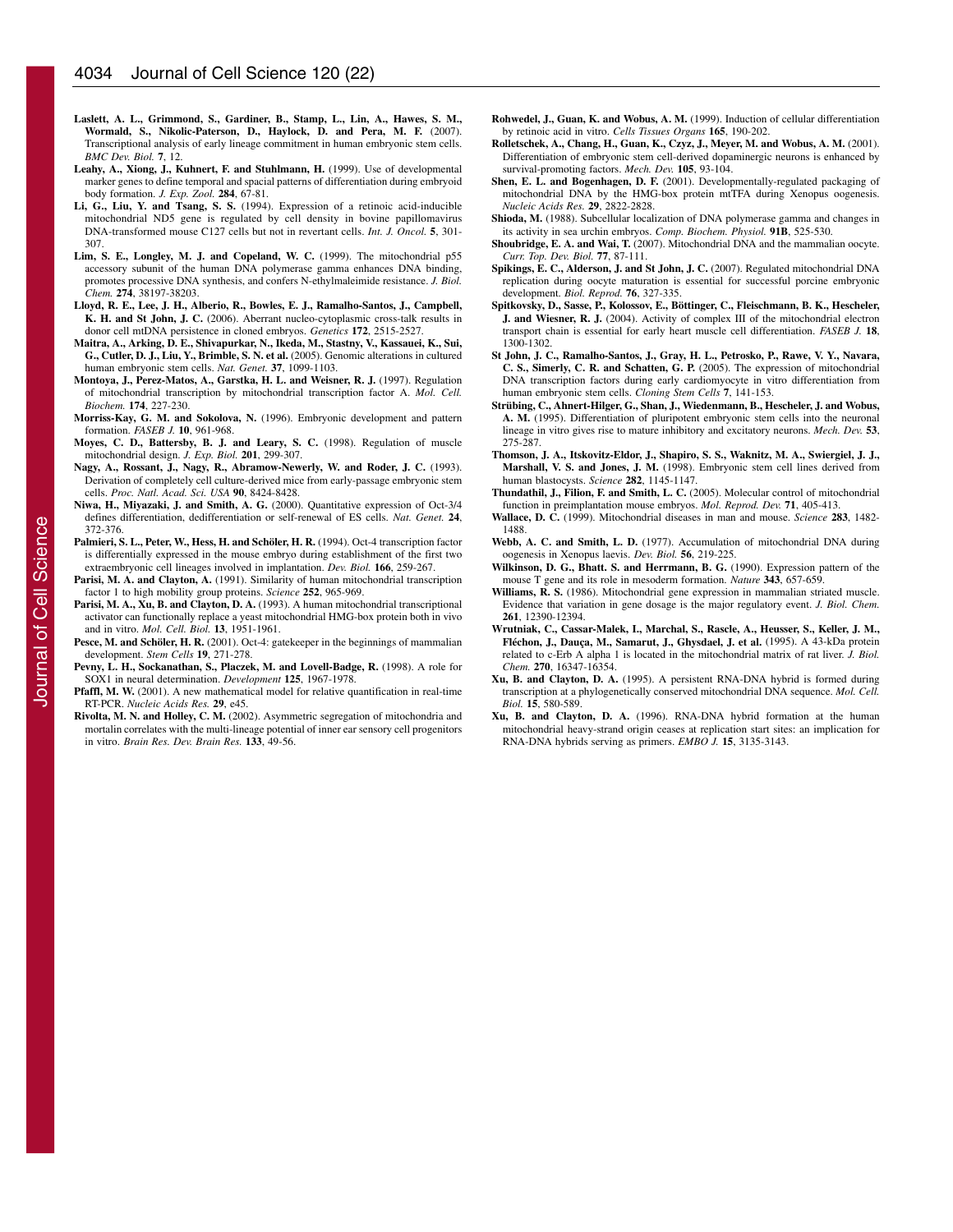**Laslett, A. L., Grimmond, S., Gardiner, B., Stamp, L., Lin, A., Hawes, S. M., Wormald, S., Nikolic-Paterson, D., Haylock, D. and Pera, M. F.** (2007). Transcriptional analysis of early lineage commitment in human embryonic stem cells. *BMC Dev. Biol.* **7**, 12.

**Leahy, A., Xiong, J., Kuhnert, F. and Stuhlmann, H.** (1999). Use of developmental marker genes to define temporal and spacial patterns of differentiation during embryoid body formation. *J. Exp. Zool.* **284**, 67-81.

**Li, G., Liu, Y. and Tsang, S. S.** (1994). Expression of a retinoic acid-inducible mitochondrial ND5 gene is regulated by cell density in bovine papillomavirus DNA-transformed mouse C127 cells but not in revertant cells. *Int. J. Oncol.* **5**, 301-307.

**Lim, S. E., Longley, M. J. and Copeland, W. C.** (1999). The mitochondrial p55 accessory subunit of the human DNA polymerase gamma enhances DNA binding, promotes processive DNA synthesis, and confers N-ethylmaleimide resistance. *J. Biol. Chem.* **274**, 38197-38203.

**Lloyd, R. E., Lee, J. H., Alberio, R., Bowles, E. J., Ramalho-Santos, J., Campbell, K. H. and St John, J. C.** (2006). Aberrant nucleo-cytoplasmic cross-talk results in donor cell mtDNA persistence in cloned embryos. *Genetics* **172**, 2515-2527.

**Maitra, A., Arking, D. E., Shivapurkar, N., Ikeda, M., Stastny, V., Kassauei, K., Sui, G., Cutler, D. J., Liu, Y., Brimble, S. N. et al.** (2005). Genomic alterations in cultured human embryonic stem cells. *Nat. Genet.* **37**, 1099-1103.

**Montoya, J., Perez-Matos, A., Garstka, H. L. and Weisner, R. J.** (1997). Regulation of mitochondrial transcription by mitochondrial transcription factor A. *Mol. Cell. Biochem.* **174**, 227-230.

**Morriss-Kay, G. M. and Sokolova, N.** (1996). Embryonic development and pattern formation. *FASEB J.* **10**, 961-968.

**Moyes, C. D., Battersby, B. J. and Leary, S. C.** (1998). Regulation of muscle mitochondrial design. *J. Exp. Biol.* **201**, 299-307.

**Nagy, A., Rossant, J., Nagy, R., Abramow-Newerly, W. and Roder, J. C.** (1993). Derivation of completely cell culture-derived mice from early-passage embryonic stem cells. *Proc. Natl. Acad. Sci. USA* **90**, 8424-8428.

**Niwa, H., Miyazaki, J. and Smith, A. G.** (2000). Quantitative expression of Oct-3/4 defines differentiation, dedifferentiation or self-renewal of ES cells. *Nat. Genet.* **24**, 372-376.

**Palmieri, S. L., Peter, W., Hess, H. and Schöler, H. R.** (1994). Oct-4 transcription factor is differentially expressed in the mouse embryo during establishment of the first two extraembryonic cell lineages involved in implantation. *Dev. Biol.* **166**, 259-267.

**Parisi, M. A. and Clayton, A.** (1991). Similarity of human mitochondrial transcription factor 1 to high mobility group proteins. *Science* **252**, 965-969.

**Parisi, M. A., Xu, B. and Clayton, D. A.** (1993). A human mitochondrial transcriptional activator can functionally replace a yeast mitochondrial HMG-box protein both in vivo and in vitro. *Mol. Cell. Biol.* **13**, 1951-1961.

**Pesce, M. and Schöler, H. R.** (2001). Oct-4: gatekeeper in the beginnings of mammalian development. *Stem Cells* **19**, 271-278.

**Pevny, L. H., Sockanathan, S., Placzek, M. and Lovell-Badge, R.** (1998). A role for SOX1 in neural determination. *Development* **125**, 1967-1978.

**Pfaffl, M. W.** (2001). A new mathematical model for relative quantification in real-time RT-PCR. *Nucleic Acids Res.* **29**, e45.

**Rivolta, M. N. and Holley, C. M.** (2002). Asymmetric segregation of mitochondria and mortalin correlates with the multi-lineage potential of inner ear sensory cell progenitors in vitro. *Brain Res. Dev. Brain Res.* **133**, 49-56.

**Rohwedel, J., Guan, K. and Wobus, A. M.** (1999). Induction of cellular differentiation by retinoic acid in vitro. *Cells Tissues Organs* **165**, 190-202.

**Rolletschek, A., Chang, H., Guan, K., Czyz, J., Meyer, M. and Wobus, A. M.** (2001). Differentiation of embryonic stem cell-derived dopaminergic neurons is enhanced by survival-promoting factors. *Mech. Dev.* **105**, 93-104.

**Shen, E. L. and Bogenhagen, D. F.** (2001). Developmentally-regulated packaging of mitochondrial DNA by the HMG-box protein mtTFA during Xenopus oogenesis. *Nucleic Acids Res.* **29**, 2822-2828.

**Shioda, M.** (1988). Subcellular localization of DNA polymerase gamma and changes in its activity in sea urchin embryos. *Comp. Biochem. Physiol.* **91B**, 525-530.

**Shoubridge, E. A. and Wai, T.** (2007). Mitochondrial DNA and the mammalian oocyte. *Curr. Top. Dev. Biol.* **77**, 87-111.

**Spikings, E. C., Alderson, J. and St John, J. C.** (2007). Regulated mitochondrial DNA replication during oocyte maturation is essential for successful porcine embryonic development. *Biol. Reprod.* **76**, 327-335.

**Spitkovsky, D., Sasse, P., Kolossov, E., Böttinger, C., Fleischmann, B. K., Hescheler, J. and Wiesner, R. J.** (2004). Activity of complex III of the mitochondrial electron transport chain is essential for early heart muscle cell differentiation. *FASEB J.* **18**, 1300-1302.

**St John, J. C., Ramalho-Santos, J., Gray, H. L., Petrosko, P., Rawe, V. Y., Navara, C. S., Simerly, C. R. and Schatten, G. P.** (2005). The expression of mitochondrial DNA transcription factors during early cardiomyocyte in vitro differentiation from human embryonic stem cells. *Cloning Stem Cells* **7**, 141-153.

**Strübing, C., Ahnert-Hilger, G., Shan, J., Wiedenmann, B., Hescheler, J. and Wobus, A. M.** (1995). Differentiation of pluripotent embryonic stem cells into the neuronal lineage in vitro gives rise to mature inhibitory and excitatory neurons. *Mech. Dev.* **53**, 275-287.

**Thomson, J. A., Itskovitz-Eldor, J., Shapiro, S. S., Waknitz, M. A., Swiergiel, J. J., Marshall, V. S. and Jones, J. M.** (1998). Embryonic stem cell lines derived from human blastocysts. *Science* **282**, 1145-1147.

**Thundathil, J., Filion, F. and Smith, L. C.** (2005). Molecular control of mitochondrial function in preimplantation mouse embryos. *Mol. Reprod. Dev.* **71**, 405-413.

**Wallace, D. C.** (1999). Mitochondrial diseases in man and mouse. *Science* **283**, 1482-1488.

**Webb, A. C. and Smith, L. D.** (1977). Accumulation of mitochondrial DNA during oogenesis in Xenopus laevis. *Dev. Biol.* **56**, 219-225.

**Wilkinson, D. G., Bhatt. S. and Herrmann, B. G.** (1990). Expression pattern of the mouse T gene and its role in mesoderm formation. *Nature* **343**, 657-659.

**Williams, R. S.** (1986). Mitochondrial gene expression in mammalian striated muscle. Evidence that variation in gene dosage is the major regulatory event. *J. Biol. Chem.* **261**, 12390-12394.

**Wrutniak, C., Cassar-Malek, I., Marchal, S., Rascle, A., Heusser, S., Keller, J. M., Fléchon, J., Dauça, M., Samarut, J., Ghysdael, J. et al.** (1995). A 43-kDa protein related to c-Erb A alpha 1 is located in the mitochondrial matrix of rat liver. *J. Biol. Chem.* **270**, 16347-16354.

**Xu, B. and Clayton, D. A.** (1995). A persistent RNA-DNA hybrid is formed during transcription at a phylogenetically conserved mitochondrial DNA sequence. *Mol. Cell. Biol.* **15**, 580-589.

**Xu, B. and Clayton, D. A.** (1996). RNA-DNA hybrid formation at the human mitochondrial heavy-strand origin ceases at replication start sites: an implication for RNA-DNA hybrids serving as primers. *EMBO J.* **15**, 3135-3143.